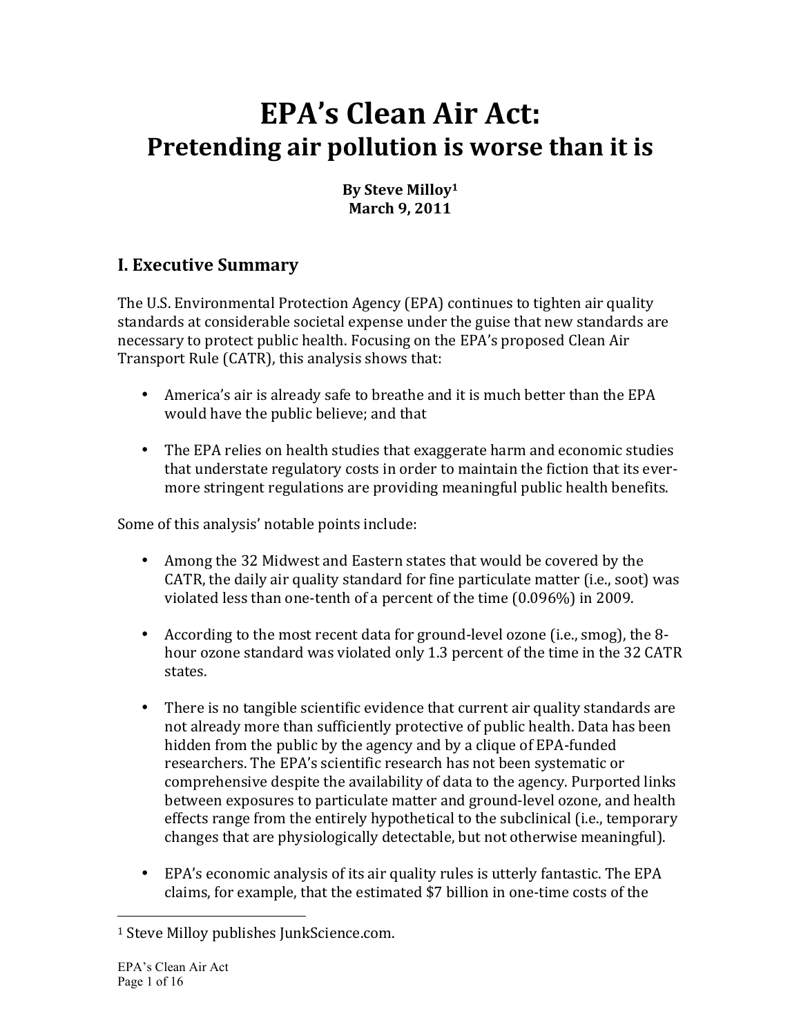# EPA's Clean Air Act:
## Pretending air pollution is worse than it is

**By Steve Milloy[1]**
**March 9, 2011**

## I. Executive Summary

The U.S. Environmental Protection Agency (EPA) continues to tighten air quality standards at considerable societal expense under the guise that new standards are necessary to protect public health. Focusing on the EPA's proposed Clean Air Transport Rule (CATR), this analysis shows that:

- America's air is already safe to breathe and it is much better than the EPA would have the public believe; and that
- The EPA relies on health studies that exaggerate harm and economic studies that understate regulatory costs in order to maintain the fiction that its ever-more stringent regulations are providing meaningful public health benefits.

Some of this analysis' notable points include:

- Among the 32 Midwest and Eastern states that would be covered by the CATR, the daily air quality standard for fine particulate matter (i.e., soot) was violated less than one-tenth of a percent of the time (0.096%) in 2009.
- According to the most recent data for ground-level ozone (i.e., smog), the 8-hour ozone standard was violated only 1.3 percent of the time in the 32 CATR states.
- There is no tangible scientific evidence that current air quality standards are not already more than sufficiently protective of public health. Data has been hidden from the public by the agency and by a clique of EPA-funded researchers. The EPA's scientific research has not been systematic or comprehensive despite the availability of data to the agency. Purported links between exposures to particulate matter and ground-level ozone, and health effects range from the entirely hypothetical to the subclinical (i.e., temporary changes that are physiologically detectable, but not otherwise meaningful).
- EPA's economic analysis of its air quality rules is utterly fantastic. The EPA claims, for example, that the estimated $7 billion in one-time costs of the

[1] Steve Milloy publishes JunkScience.com.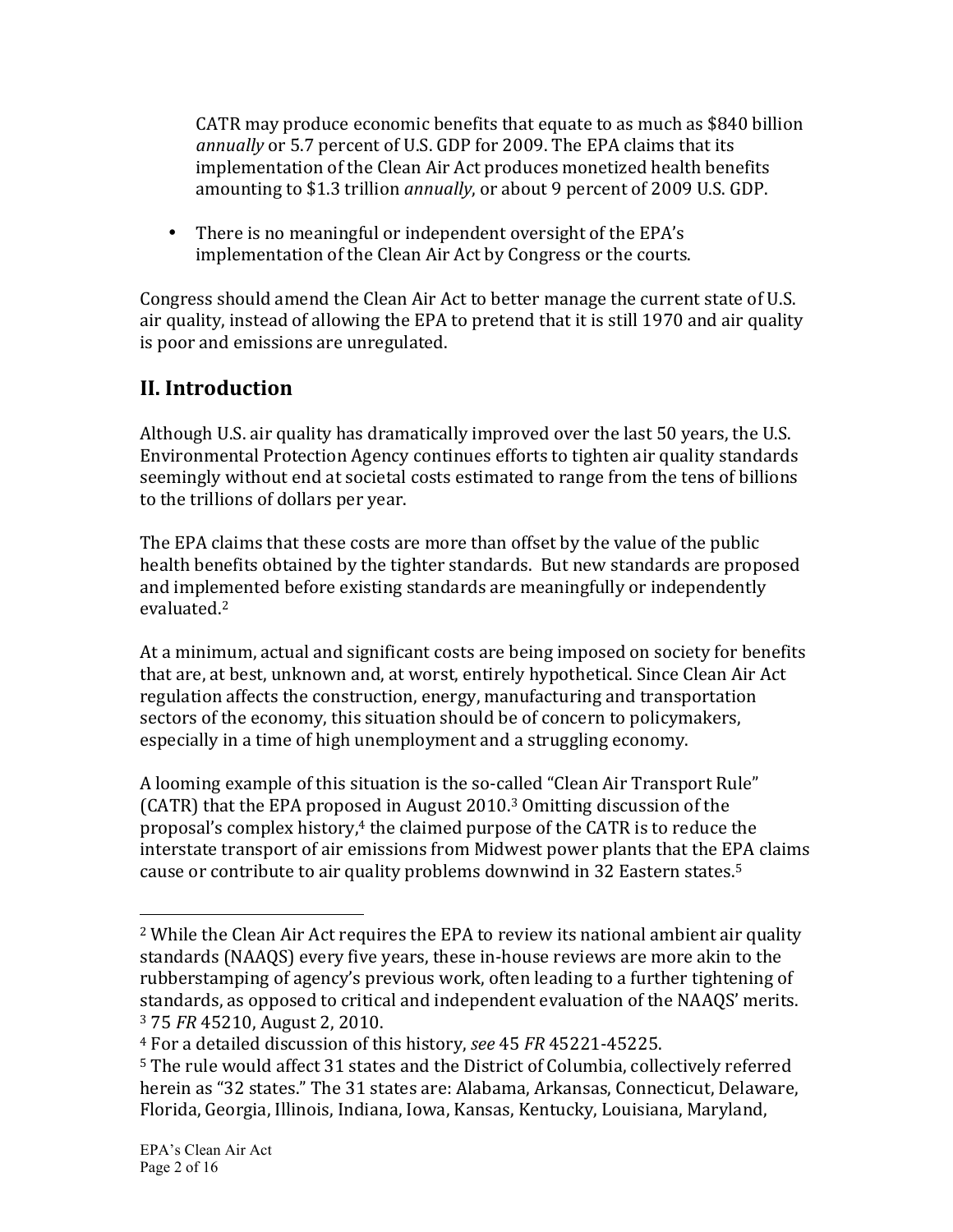CATR may produce economic benefits that equate to as much as $840 billion *annually* or 5.7 percent of U.S. GDP for 2009. The EPA claims that its implementation of the Clean Air Act produces monetized health benefits amounting to $1.3 trillion *annually*, or about 9 percent of 2009 U.S. GDP.

- There is no meaningful or independent oversight of the EPA's implementation of the Clean Air Act by Congress or the courts.

Congress should amend the Clean Air Act to better manage the current state of U.S. air quality, instead of allowing the EPA to pretend that it is still 1970 and air quality is poor and emissions are unregulated.

## II. Introduction

Although U.S. air quality has dramatically improved over the last 50 years, the U.S. Environmental Protection Agency continues efforts to tighten air quality standards seemingly without end at societal costs estimated to range from the tens of billions to the trillions of dollars per year.

The EPA claims that these costs are more than offset by the value of the public health benefits obtained by the tighter standards. But new standards are proposed and implemented before existing standards are meaningfully or independently evaluated.[2]

At a minimum, actual and significant costs are being imposed on society for benefits that are, at best, unknown and, at worst, entirely hypothetical. Since Clean Air Act regulation affects the construction, energy, manufacturing and transportation sectors of the economy, this situation should be of concern to policymakers, especially in a time of high unemployment and a struggling economy.

A looming example of this situation is the so-called "Clean Air Transport Rule" (CATR) that the EPA proposed in August 2010.[3] Omitting discussion of the proposal's complex history,[4] the claimed purpose of the CATR is to reduce the interstate transport of air emissions from Midwest power plants that the EPA claims cause or contribute to air quality problems downwind in 32 Eastern states.[5]

---

[2] While the Clean Air Act requires the EPA to review its national ambient air quality standards (NAAQS) every five years, these in-house reviews are more akin to the rubberstamping of agency's previous work, often leading to a further tightening of standards, as opposed to critical and independent evaluation of the NAAQS' merits.

[3] 75 *FR* 45210, August 2, 2010.

[4] For a detailed discussion of this history, *see* 45 *FR* 45221-45225.

[5] The rule would affect 31 states and the District of Columbia, collectively referred herein as "32 states." The 31 states are: Alabama, Arkansas, Connecticut, Delaware, Florida, Georgia, Illinois, Indiana, Iowa, Kansas, Kentucky, Louisiana, Maryland,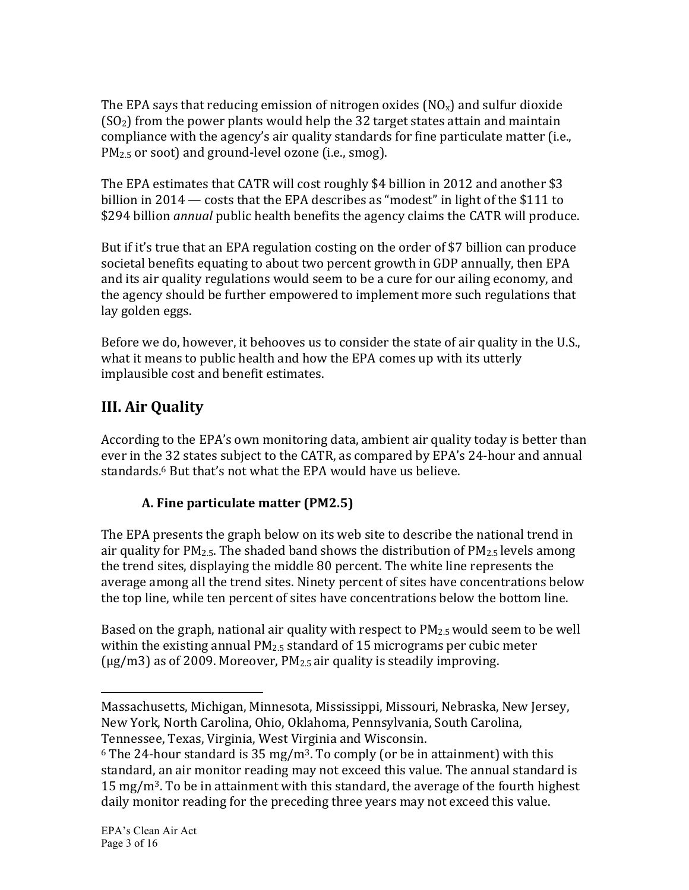The EPA says that reducing emission of nitrogen oxides ($NO_x$) and sulfur dioxide ($SO_2$) from the power plants would help the 32 target states attain and maintain compliance with the agency's air quality standards for fine particulate matter (i.e., $PM_{2.5}$ or soot) and ground-level ozone (i.e., smog).

The EPA estimates that CATR will cost roughly $4 billion in 2012 and another $3 billion in 2014 — costs that the EPA describes as "modest" in light of the $111 to $294 billion *annual* public health benefits the agency claims the CATR will produce.

But if it's true that an EPA regulation costing on the order of $7 billion can produce societal benefits equating to about two percent growth in GDP annually, then EPA and its air quality regulations would seem to be a cure for our ailing economy, and the agency should be further empowered to implement more such regulations that lay golden eggs.

Before we do, however, it behooves us to consider the state of air quality in the U.S., what it means to public health and how the EPA comes up with its utterly implausible cost and benefit estimates.

## III. Air Quality

According to the EPA's own monitoring data, ambient air quality today is better than ever in the 32 states subject to the CATR, as compared by EPA's 24-hour and annual standards.[6] But that's not what the EPA would have us believe.

### A. Fine particulate matter (PM2.5)

The EPA presents the graph below on its web site to describe the national trend in air quality for $PM_{2.5}$. The shaded band shows the distribution of $PM_{2.5}$ levels among the trend sites, displaying the middle 80 percent. The white line represents the average among all the trend sites. Ninety percent of sites have concentrations below the top line, while ten percent of sites have concentrations below the bottom line.

Based on the graph, national air quality with respect to $PM_{2.5}$ would seem to be well within the existing annual $PM_{2.5}$ standard of 15 micrograms per cubic meter (μg/m3) as of 2009. Moreover, $PM_{2.5}$ air quality is steadily improving.

---

Massachusetts, Michigan, Minnesota, Mississippi, Missouri, Nebraska, New Jersey, New York, North Carolina, Ohio, Oklahoma, Pennsylvania, South Carolina, Tennessee, Texas, Virginia, West Virginia and Wisconsin.

[6] The 24-hour standard is 35 mg/m$^3$. To comply (or be in attainment) with this standard, an air monitor reading may not exceed this value. The annual standard is 15 mg/m$^3$. To be in attainment with this standard, the average of the fourth highest daily monitor reading for the preceding three years may not exceed this value.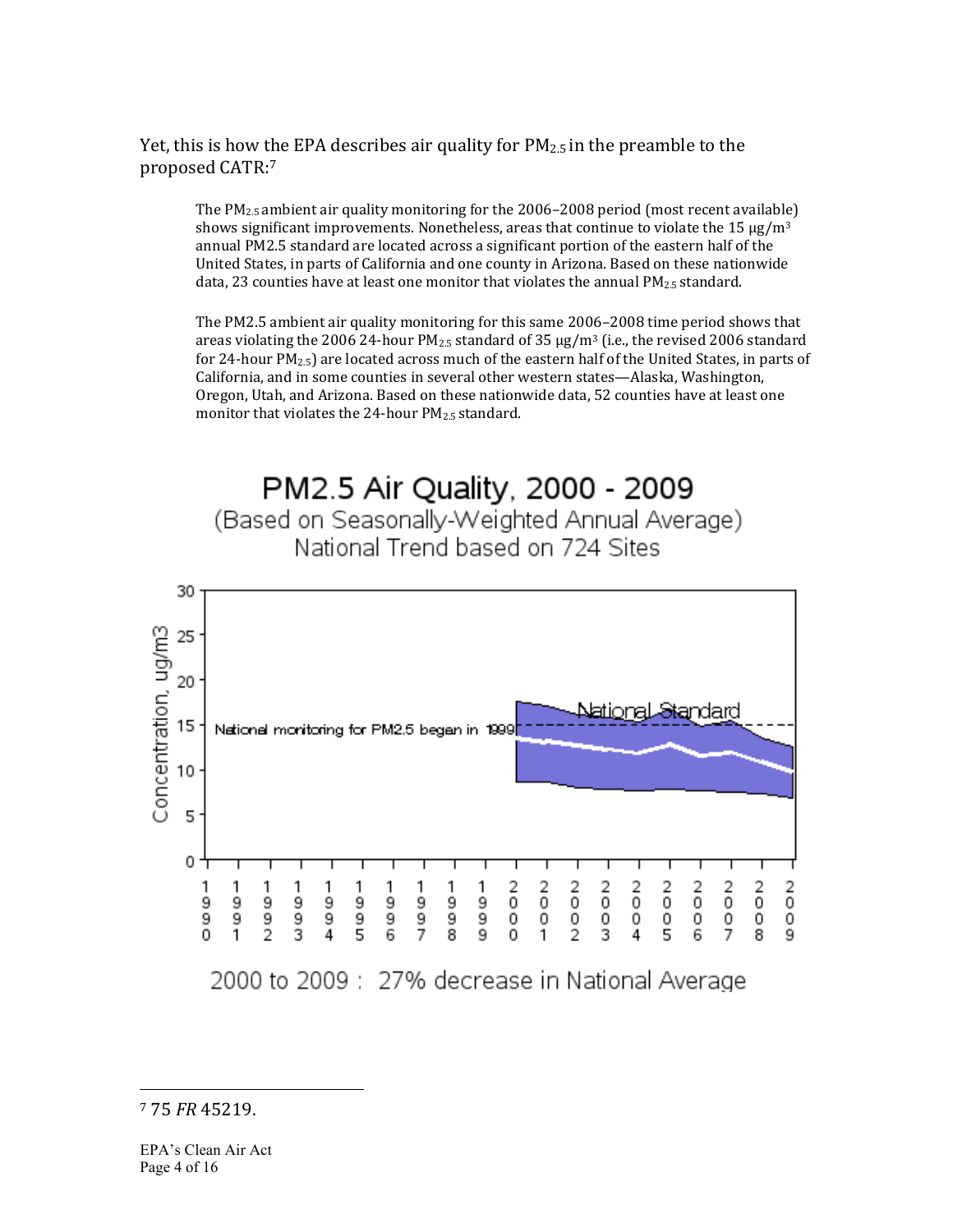Yet, this is how the EPA describes air quality for $PM_{2.5}$ in the preamble to the proposed CATR:[7]

> The $PM_{2.5}$ ambient air quality monitoring for the 2006–2008 period (most recent available) shows significant improvements. Nonetheless, areas that continue to violate the 15 μg/m³ annual PM2.5 standard are located across a significant portion of the eastern half of the United States, in parts of California and one county in Arizona. Based on these nationwide data, 23 counties have at least one monitor that violates the annual $PM_{2.5}$ standard.
>
> The PM2.5 ambient air quality monitoring for this same 2006–2008 time period shows that areas violating the 2006 24-hour $PM_{2.5}$ standard of 35 μg/m³ (i.e., the revised 2006 standard for 24-hour $PM_{2.5}$) are located across much of the eastern half of the United States, in parts of California, and in some counties in several other western states—Alaska, Washington, Oregon, Utah, and Arizona. Based on these nationwide data, 52 counties have at least one monitor that violates the 24-hour $PM_{2.5}$ standard.

**PM2.5 Air Quality, 2000 - 2009**
(Based on Seasonally-Weighted Annual Average)
National Trend based on 724 Sites

2000 to 2009 : 27% decrease in National Average

---

[7] 75 *FR* 45219.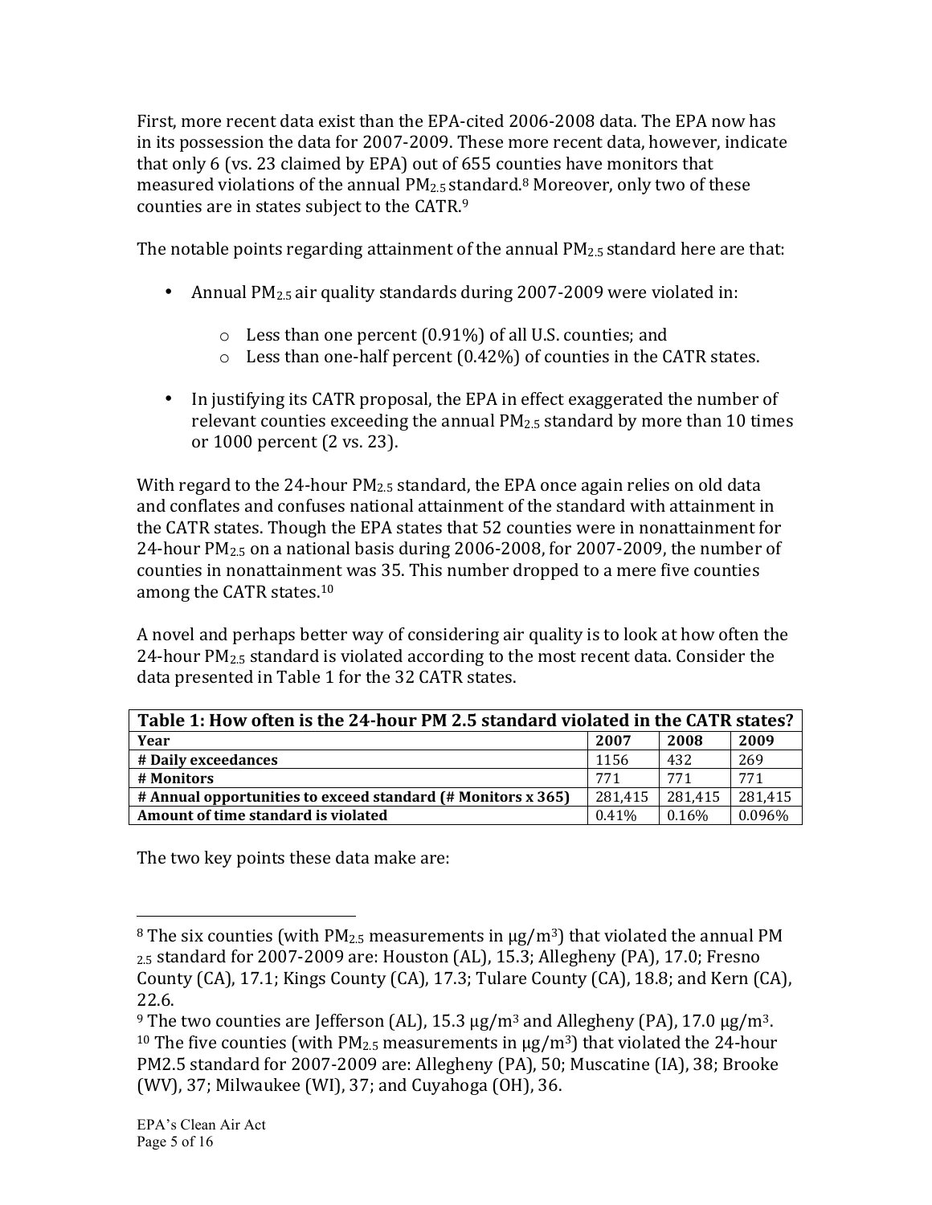First, more recent data exist than the EPA-cited 2006-2008 data. The EPA now has in its possession the data for 2007-2009. These more recent data, however, indicate that only 6 (vs. 23 claimed by EPA) out of 655 counties have monitors that measured violations of the annual $PM_{2.5}$ standard.[8] Moreover, only two of these counties are in states subject to the CATR.[9]

The notable points regarding attainment of the annual $PM_{2.5}$ standard here are that:

- Annual $PM_{2.5}$ air quality standards during 2007-2009 were violated in:
    - Less than one percent (0.91%) of all U.S. counties; and
    - Less than one-half percent (0.42%) of counties in the CATR states.
- In justifying its CATR proposal, the EPA in effect exaggerated the number of relevant counties exceeding the annual $PM_{2.5}$ standard by more than 10 times or 1000 percent (2 vs. 23).

With regard to the 24-hour $PM_{2.5}$ standard, the EPA once again relies on old data and conflates and confuses national attainment of the standard with attainment in the CATR states. Though the EPA states that 52 counties were in nonattainment for 24-hour $PM_{2.5}$ on a national basis during 2006-2008, for 2007-2009, the number of counties in nonattainment was 35. This number dropped to a mere five counties among the CATR states.[10]

A novel and perhaps better way of considering air quality is to look at how often the 24-hour $PM_{2.5}$ standard is violated according to the most recent data. Consider the data presented in Table 1 for the 32 CATR states.

| Table 1: How often is the 24-hour PM 2.5 standard violated in the CATR states? | | | |
|---|---|---|---|
| **Year** | **2007** | **2008** | **2009** |
| **# Daily exceedances** | 1156 | 432 | 269 |
| **# Monitors** | 771 | 771 | 771 |
| **# Annual opportunities to exceed standard (# Monitors x 365)** | 281,415 | 281,415 | 281,415 |
| **Amount of time standard is violated** | 0.41% | 0.16% | 0.096% |

The two key points these data make are:

---

[8] The six counties (with $PM_{2.5}$ measurements in $\mu g/m^3$) that violated the annual $PM_{2.5}$ standard for 2007-2009 are: Houston (AL), 15.3; Allegheny (PA), 17.0; Fresno County (CA), 17.1; Kings County (CA), 17.3; Tulare County (CA), 18.8; and Kern (CA), 22.6.

[9] The two counties are Jefferson (AL), 15.3 $\mu g/m^3$ and Allegheny (PA), 17.0 $\mu g/m^3$.

[10] The five counties (with $PM_{2.5}$ measurements in $\mu g/m^3$) that violated the 24-hour PM2.5 standard for 2007-2009 are: Allegheny (PA), 50; Muscatine (IA), 38; Brooke (WV), 37; Milwaukee (WI), 37; and Cuyahoga (OH), 36.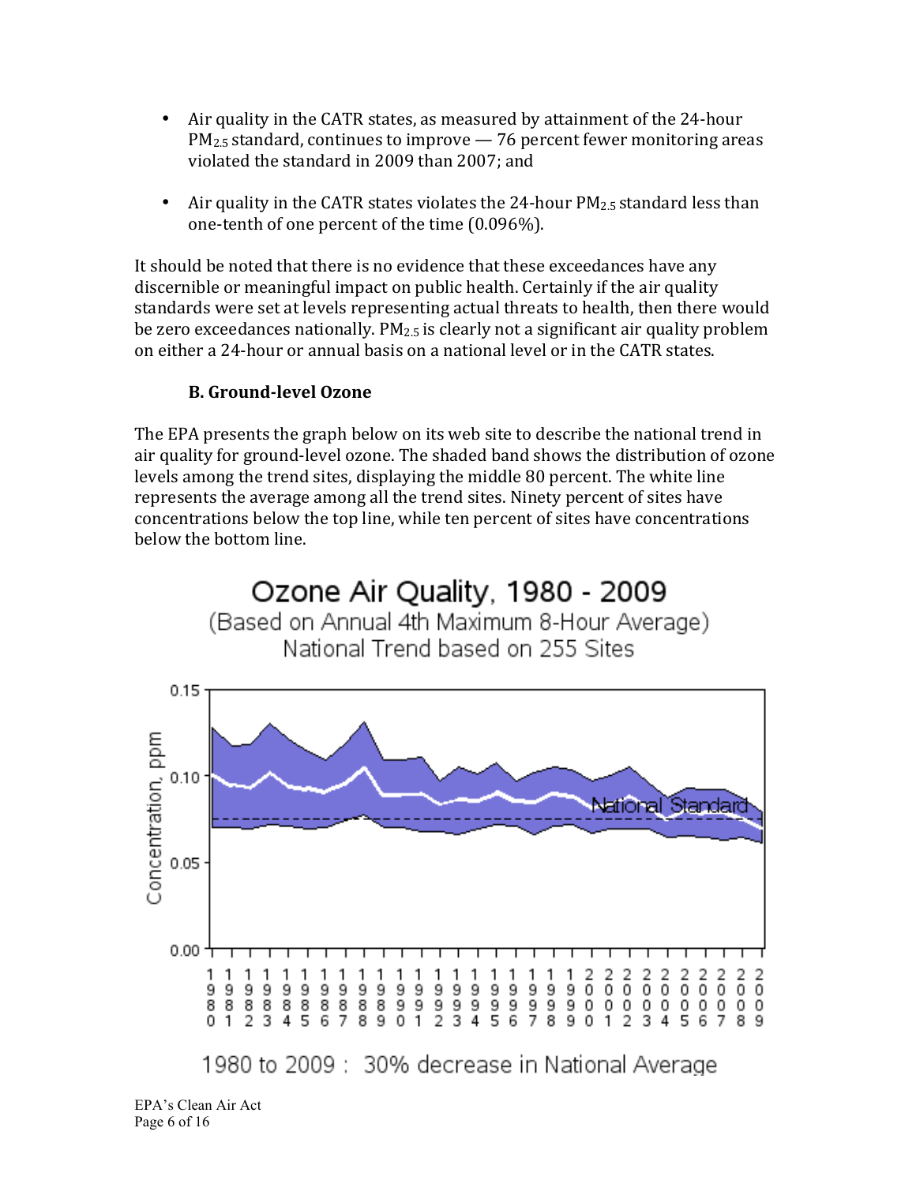- Air quality in the CATR states, as measured by attainment of the 24-hour $PM_{2.5}$ standard, continues to improve — 76 percent fewer monitoring areas violated the standard in 2009 than 2007; and

- Air quality in the CATR states violates the 24-hour $PM_{2.5}$ standard less than one-tenth of one percent of the time (0.096%).

It should be noted that there is no evidence that these exceedances have any discernible or meaningful impact on public health. Certainly if the air quality standards were set at levels representing actual threats to health, then there would be zero exceedances nationally. $PM_{2.5}$ is clearly not a significant air quality problem on either a 24-hour or annual basis on a national level or in the CATR states.

### B. Ground-level Ozone

The EPA presents the graph below on its web site to describe the national trend in air quality for ground-level ozone. The shaded band shows the distribution of ozone levels among the trend sites, displaying the middle 80 percent. The white line represents the average among all the trend sites. Ninety percent of sites have concentrations below the top line, while ten percent of sites have concentrations below the bottom line.

**Ozone Air Quality, 1980 - 2009**
(Based on Annual 4th Maximum 8-Hour Average)
National Trend based on 255 Sites

1980 to 2009 : 30% decrease in National Average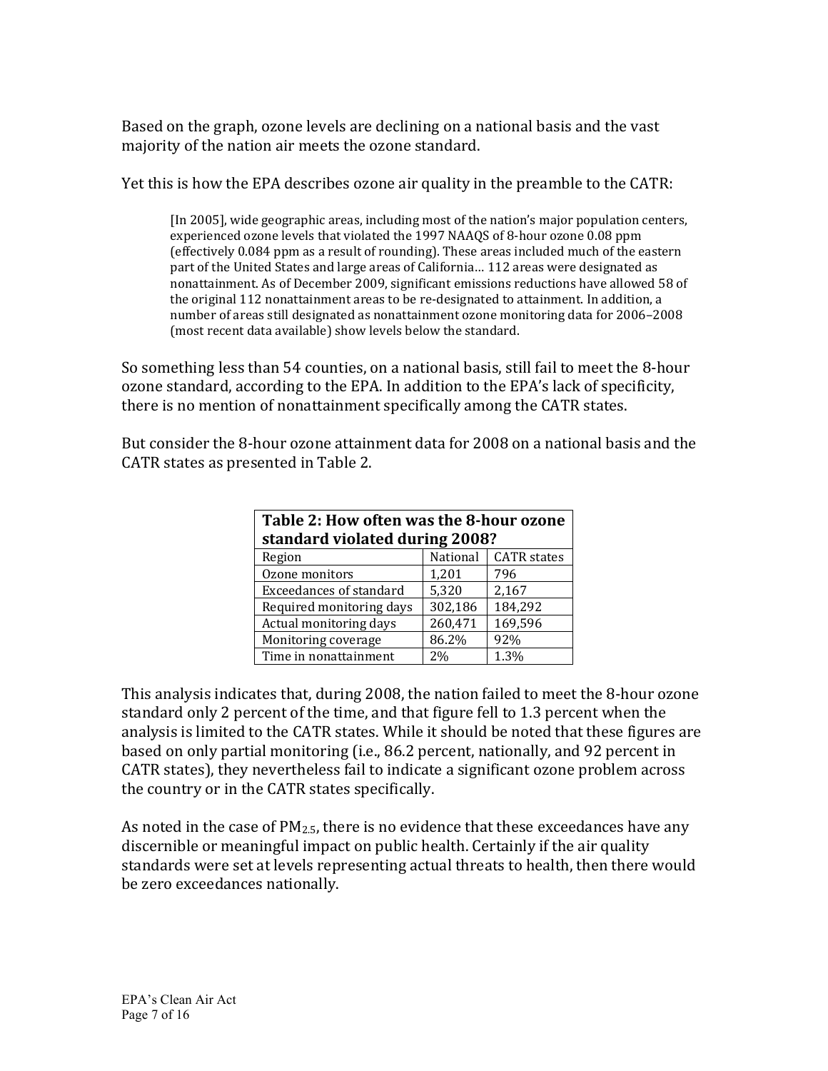Based on the graph, ozone levels are declining on a national basis and the vast majority of the nation air meets the ozone standard.

Yet this is how the EPA describes ozone air quality in the preamble to the CATR:

> [In 2005], wide geographic areas, including most of the nation's major population centers, experienced ozone levels that violated the 1997 NAAQS of 8-hour ozone 0.08 ppm (effectively 0.084 ppm as a result of rounding). These areas included much of the eastern part of the United States and large areas of California… 112 areas were designated as nonattainment. As of December 2009, significant emissions reductions have allowed 58 of the original 112 nonattainment areas to be re-designated to attainment. In addition, a number of areas still designated as nonattainment ozone monitoring data for 2006–2008 (most recent data available) show levels below the standard.

So something less than 54 counties, on a national basis, still fail to meet the 8-hour ozone standard, according to the EPA. In addition to the EPA's lack of specificity, there is no mention of nonattainment specifically among the CATR states.

But consider the 8-hour ozone attainment data for 2008 on a national basis and the CATR states as presented in Table 2.

**Table 2: How often was the 8-hour ozone standard violated during 2008?**

| Region | National | CATR states |
|---|---|---|
| Ozone monitors | 1,201 | 796 |
| Exceedances of standard | 5,320 | 2,167 |
| Required monitoring days | 302,186 | 184,292 |
| Actual monitoring days | 260,471 | 169,596 |
| Monitoring coverage | 86.2% | 92% |
| Time in nonattainment | 2% | 1.3% |

This analysis indicates that, during 2008, the nation failed to meet the 8-hour ozone standard only 2 percent of the time, and that figure fell to 1.3 percent when the analysis is limited to the CATR states. While it should be noted that these figures are based on only partial monitoring (i.e., 86.2 percent, nationally, and 92 percent in CATR states), they nevertheless fail to indicate a significant ozone problem across the country or in the CATR states specifically.

As noted in the case of $PM_{2.5}$, there is no evidence that these exceedances have any discernible or meaningful impact on public health. Certainly if the air quality standards were set at levels representing actual threats to health, then there would be zero exceedances nationally.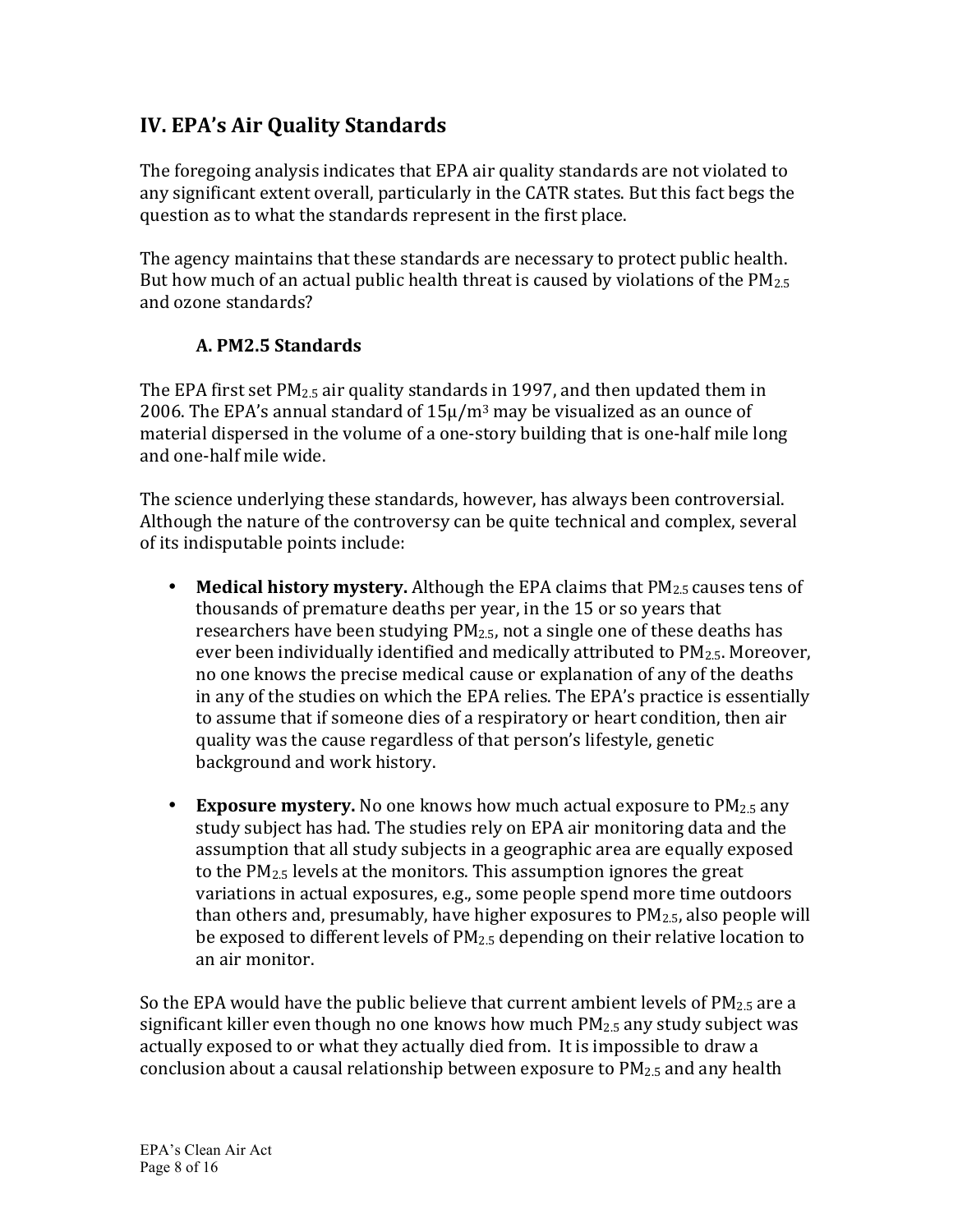## IV. EPA's Air Quality Standards

The foregoing analysis indicates that EPA air quality standards are not violated to any significant extent overall, particularly in the CATR states. But this fact begs the question as to what the standards represent in the first place.

The agency maintains that these standards are necessary to protect public health. But how much of an actual public health threat is caused by violations of the $PM_{2.5}$ and ozone standards?

### A. PM2.5 Standards

The EPA first set $PM_{2.5}$ air quality standards in 1997, and then updated them in 2006. The EPA's annual standard of $15\mu/m^3$ may be visualized as an ounce of material dispersed in the volume of a one-story building that is one-half mile long and one-half mile wide.

The science underlying these standards, however, has always been controversial. Although the nature of the controversy can be quite technical and complex, several of its indisputable points include:

- **Medical history mystery.** Although the EPA claims that $PM_{2.5}$ causes tens of thousands of premature deaths per year, in the 15 or so years that researchers have been studying $PM_{2.5}$, not a single one of these deaths has ever been individually identified and medically attributed to $PM_{2.5}$. Moreover, no one knows the precise medical cause or explanation of any of the deaths in any of the studies on which the EPA relies. The EPA's practice is essentially to assume that if someone dies of a respiratory or heart condition, then air quality was the cause regardless of that person's lifestyle, genetic background and work history.

- **Exposure mystery.** No one knows how much actual exposure to $PM_{2.5}$ any study subject has had. The studies rely on EPA air monitoring data and the assumption that all study subjects in a geographic area are equally exposed to the $PM_{2.5}$ levels at the monitors. This assumption ignores the great variations in actual exposures, e.g., some people spend more time outdoors than others and, presumably, have higher exposures to $PM_{2.5}$, also people will be exposed to different levels of $PM_{2.5}$ depending on their relative location to an air monitor.

So the EPA would have the public believe that current ambient levels of $PM_{2.5}$ are a significant killer even though no one knows how much $PM_{2.5}$ any study subject was actually exposed to or what they actually died from. It is impossible to draw a conclusion about a causal relationship between exposure to $PM_{2.5}$ and any health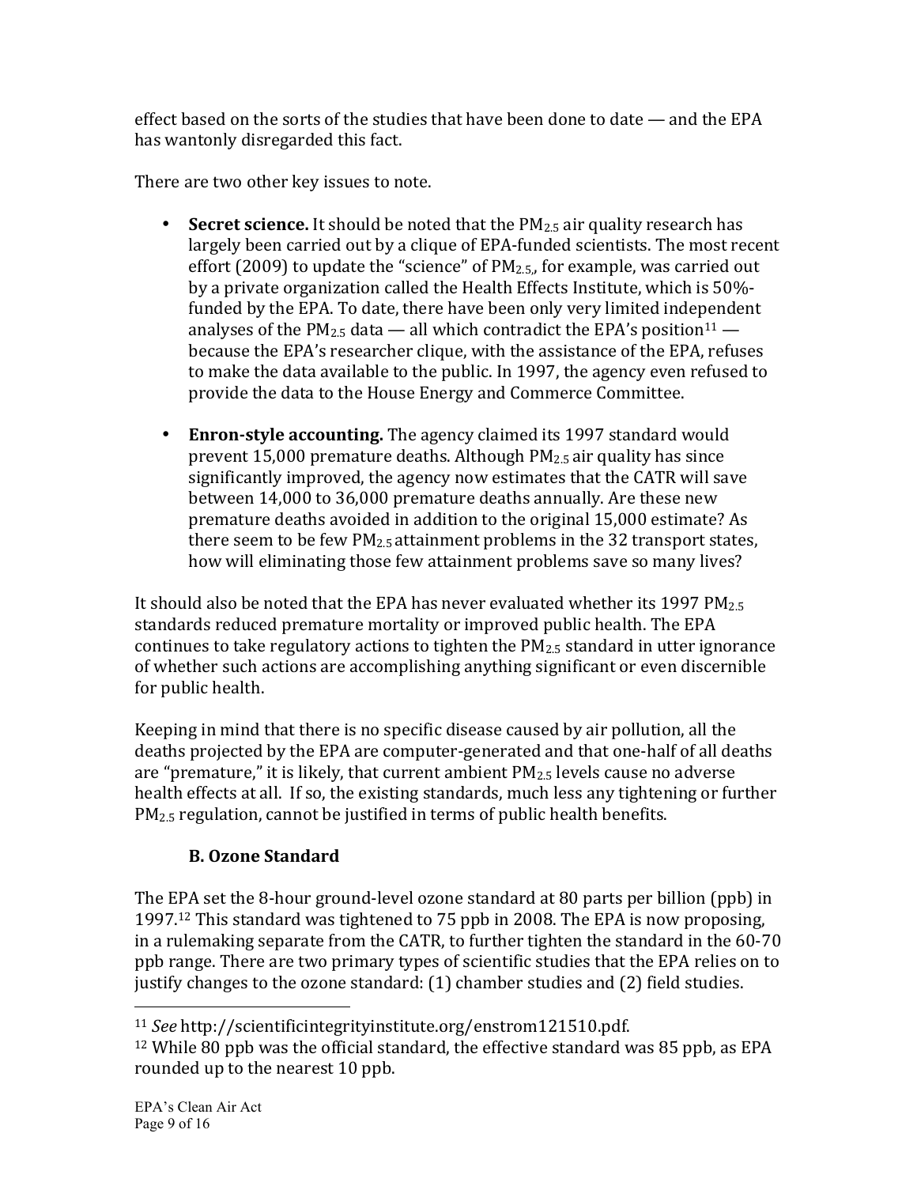effect based on the sorts of the studies that have been done to date — and the EPA has wantonly disregarded this fact.

There are two other key issues to note.

- **Secret science.** It should be noted that the $PM_{2.5}$ air quality research has largely been carried out by a clique of EPA-funded scientists. The most recent effort (2009) to update the "science" of $PM_{2.5}$, for example, was carried out by a private organization called the Health Effects Institute, which is 50%-funded by the EPA. To date, there have been only very limited independent analyses of the $PM_{2.5}$ data — all which contradict the EPA's position[11] — because the EPA's researcher clique, with the assistance of the EPA, refuses to make the data available to the public. In 1997, the agency even refused to provide the data to the House Energy and Commerce Committee.

- **Enron-style accounting.** The agency claimed its 1997 standard would prevent 15,000 premature deaths. Although $PM_{2.5}$ air quality has since significantly improved, the agency now estimates that the CATR will save between 14,000 to 36,000 premature deaths annually. Are these new premature deaths avoided in addition to the original 15,000 estimate? As there seem to be few $PM_{2.5}$ attainment problems in the 32 transport states, how will eliminating those few attainment problems save so many lives?

It should also be noted that the EPA has never evaluated whether its 1997 $PM_{2.5}$ standards reduced premature mortality or improved public health. The EPA continues to take regulatory actions to tighten the $PM_{2.5}$ standard in utter ignorance of whether such actions are accomplishing anything significant or even discernible for public health.

Keeping in mind that there is no specific disease caused by air pollution, all the deaths projected by the EPA are computer-generated and that one-half of all deaths are "premature," it is likely, that current ambient $PM_{2.5}$ levels cause no adverse health effects at all. If so, the existing standards, much less any tightening or further $PM_{2.5}$ regulation, cannot be justified in terms of public health benefits.

### B. Ozone Standard

The EPA set the 8-hour ground-level ozone standard at 80 parts per billion (ppb) in 1997.[12] This standard was tightened to 75 ppb in 2008. The EPA is now proposing, in a rulemaking separate from the CATR, to further tighten the standard in the 60-70 ppb range. There are two primary types of scientific studies that the EPA relies on to justify changes to the ozone standard: (1) chamber studies and (2) field studies.

---

[11] *See* http://scientificintegrityinstitute.org/enstrom121510.pdf.

[12] While 80 ppb was the official standard, the effective standard was 85 ppb, as EPA rounded up to the nearest 10 ppb.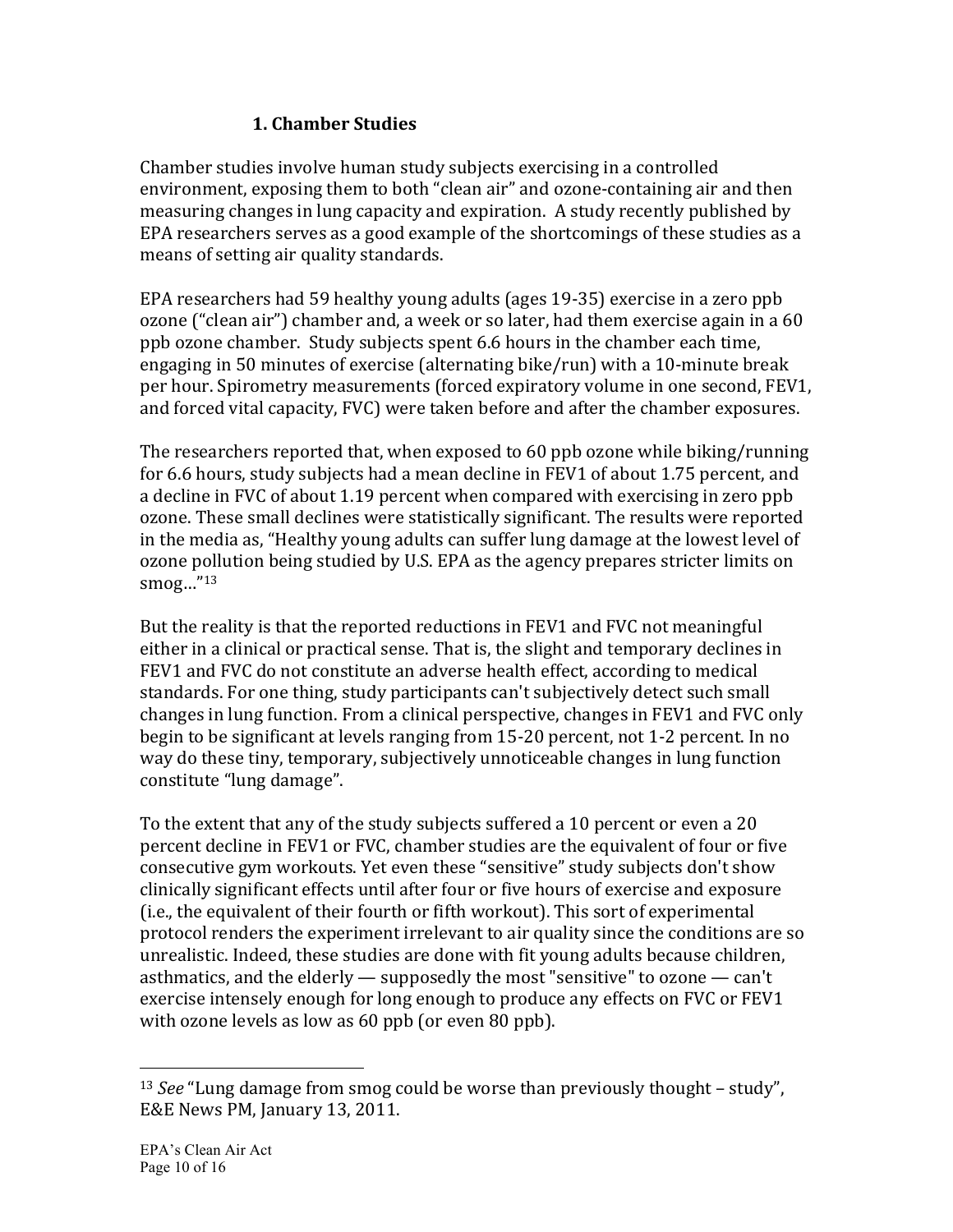### 1. Chamber Studies

Chamber studies involve human study subjects exercising in a controlled environment, exposing them to both "clean air" and ozone-containing air and then measuring changes in lung capacity and expiration. A study recently published by EPA researchers serves as a good example of the shortcomings of these studies as a means of setting air quality standards.

EPA researchers had 59 healthy young adults (ages 19-35) exercise in a zero ppb ozone ("clean air") chamber and, a week or so later, had them exercise again in a 60 ppb ozone chamber. Study subjects spent 6.6 hours in the chamber each time, engaging in 50 minutes of exercise (alternating bike/run) with a 10-minute break per hour. Spirometry measurements (forced expiratory volume in one second, FEV1, and forced vital capacity, FVC) were taken before and after the chamber exposures.

The researchers reported that, when exposed to 60 ppb ozone while biking/running for 6.6 hours, study subjects had a mean decline in FEV1 of about 1.75 percent, and a decline in FVC of about 1.19 percent when compared with exercising in zero ppb ozone. These small declines were statistically significant. The results were reported in the media as, "Healthy young adults can suffer lung damage at the lowest level of ozone pollution being studied by U.S. EPA as the agency prepares stricter limits on smog…"[13]

But the reality is that the reported reductions in FEV1 and FVC not meaningful either in a clinical or practical sense. That is, the slight and temporary declines in FEV1 and FVC do not constitute an adverse health effect, according to medical standards. For one thing, study participants can't subjectively detect such small changes in lung function. From a clinical perspective, changes in FEV1 and FVC only begin to be significant at levels ranging from 15-20 percent, not 1-2 percent. In no way do these tiny, temporary, subjectively unnoticeable changes in lung function constitute "lung damage".

To the extent that any of the study subjects suffered a 10 percent or even a 20 percent decline in FEV1 or FVC, chamber studies are the equivalent of four or five consecutive gym workouts. Yet even these "sensitive" study subjects don't show clinically significant effects until after four or five hours of exercise and exposure (i.e., the equivalent of their fourth or fifth workout). This sort of experimental protocol renders the experiment irrelevant to air quality since the conditions are so unrealistic. Indeed, these studies are done with fit young adults because children, asthmatics, and the elderly — supposedly the most "sensitive" to ozone — can't exercise intensely enough for long enough to produce any effects on FVC or FEV1 with ozone levels as low as 60 ppb (or even 80 ppb).

---

[13] *See* "Lung damage from smog could be worse than previously thought – study", E&E News PM, January 13, 2011.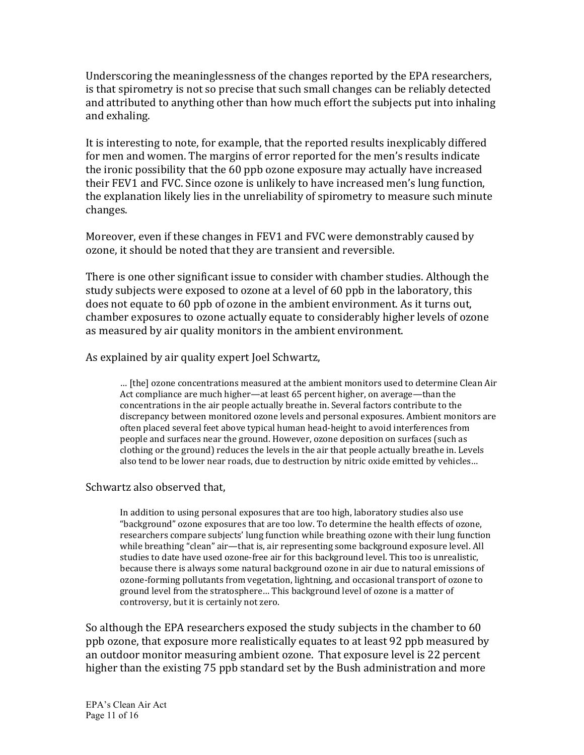Underscoring the meaninglessness of the changes reported by the EPA researchers, is that spirometry is not so precise that such small changes can be reliably detected and attributed to anything other than how much effort the subjects put into inhaling and exhaling.

It is interesting to note, for example, that the reported results inexplicably differed for men and women. The margins of error reported for the men's results indicate the ironic possibility that the 60 ppb ozone exposure may actually have increased their FEV1 and FVC. Since ozone is unlikely to have increased men's lung function, the explanation likely lies in the unreliability of spirometry to measure such minute changes.

Moreover, even if these changes in FEV1 and FVC were demonstrably caused by ozone, it should be noted that they are transient and reversible.

There is one other significant issue to consider with chamber studies. Although the study subjects were exposed to ozone at a level of 60 ppb in the laboratory, this does not equate to 60 ppb of ozone in the ambient environment. As it turns out, chamber exposures to ozone actually equate to considerably higher levels of ozone as measured by air quality monitors in the ambient environment.

As explained by air quality expert Joel Schwartz,

> … [the] ozone concentrations measured at the ambient monitors used to determine Clean Air Act compliance are much higher—at least 65 percent higher, on average—than the concentrations in the air people actually breathe in. Several factors contribute to the discrepancy between monitored ozone levels and personal exposures. Ambient monitors are often placed several feet above typical human head-height to avoid interferences from people and surfaces near the ground. However, ozone deposition on surfaces (such as clothing or the ground) reduces the levels in the air that people actually breathe in. Levels also tend to be lower near roads, due to destruction by nitric oxide emitted by vehicles…

Schwartz also observed that,

> In addition to using personal exposures that are too high, laboratory studies also use "background" ozone exposures that are too low. To determine the health effects of ozone, researchers compare subjects' lung function while breathing ozone with their lung function while breathing "clean" air—that is, air representing some background exposure level. All studies to date have used ozone-free air for this background level. This too is unrealistic, because there is always some natural background ozone in air due to natural emissions of ozone-forming pollutants from vegetation, lightning, and occasional transport of ozone to ground level from the stratosphere… This background level of ozone is a matter of controversy, but it is certainly not zero.

So although the EPA researchers exposed the study subjects in the chamber to 60 ppb ozone, that exposure more realistically equates to at least 92 ppb measured by an outdoor monitor measuring ambient ozone. That exposure level is 22 percent higher than the existing 75 ppb standard set by the Bush administration and more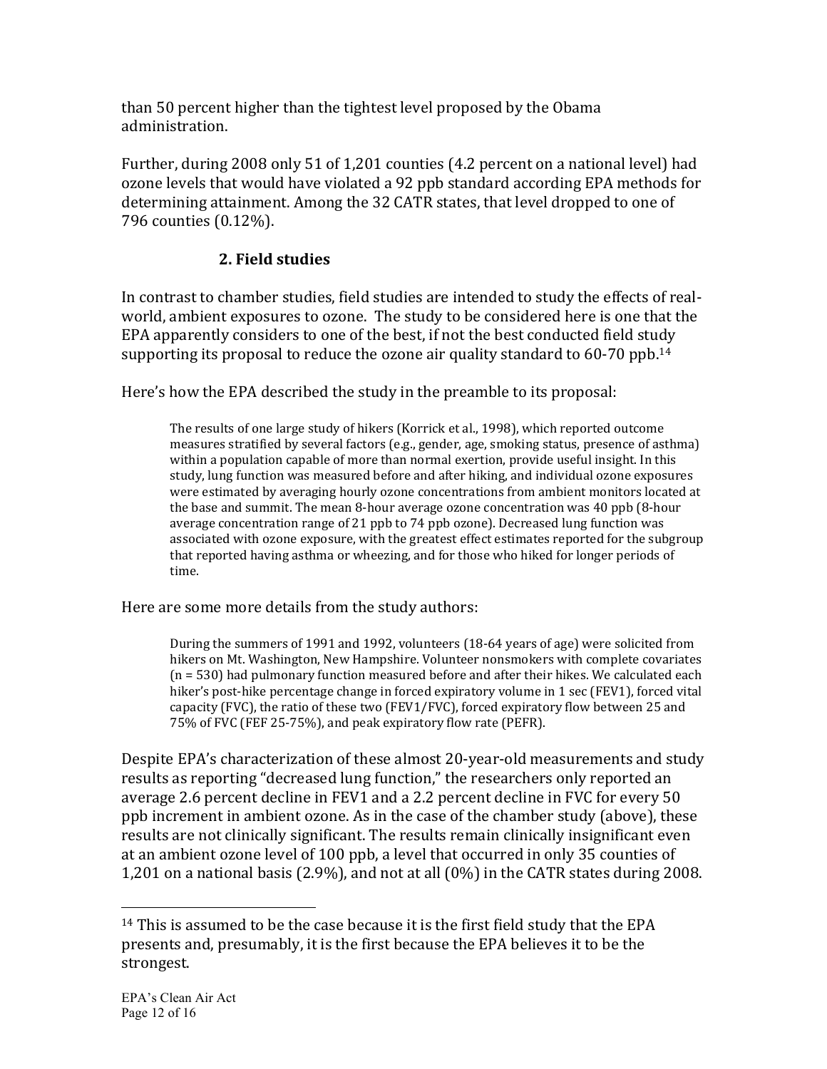than 50 percent higher than the tightest level proposed by the Obama administration.

Further, during 2008 only 51 of 1,201 counties (4.2 percent on a national level) had ozone levels that would have violated a 92 ppb standard according EPA methods for determining attainment. Among the 32 CATR states, that level dropped to one of 796 counties (0.12%).

### 2. Field studies

In contrast to chamber studies, field studies are intended to study the effects of real-world, ambient exposures to ozone. The study to be considered here is one that the EPA apparently considers to one of the best, if not the best conducted field study supporting its proposal to reduce the ozone air quality standard to 60-70 ppb.[14]

Here's how the EPA described the study in the preamble to its proposal:

> The results of one large study of hikers (Korrick et al., 1998), which reported outcome measures stratified by several factors (e.g., gender, age, smoking status, presence of asthma) within a population capable of more than normal exertion, provide useful insight. In this study, lung function was measured before and after hiking, and individual ozone exposures were estimated by averaging hourly ozone concentrations from ambient monitors located at the base and summit. The mean 8-hour average ozone concentration was 40 ppb (8-hour average concentration range of 21 ppb to 74 ppb ozone). Decreased lung function was associated with ozone exposure, with the greatest effect estimates reported for the subgroup that reported having asthma or wheezing, and for those who hiked for longer periods of time.

Here are some more details from the study authors:

> During the summers of 1991 and 1992, volunteers (18-64 years of age) were solicited from hikers on Mt. Washington, New Hampshire. Volunteer nonsmokers with complete covariates (n = 530) had pulmonary function measured before and after their hikes. We calculated each hiker's post-hike percentage change in forced expiratory volume in 1 sec (FEV1), forced vital capacity (FVC), the ratio of these two (FEV1/FVC), forced expiratory flow between 25 and 75% of FVC (FEF 25-75%), and peak expiratory flow rate (PEFR).

Despite EPA's characterization of these almost 20-year-old measurements and study results as reporting "decreased lung function," the researchers only reported an average 2.6 percent decline in FEV1 and a 2.2 percent decline in FVC for every 50 ppb increment in ambient ozone. As in the case of the chamber study (above), these results are not clinically significant. The results remain clinically insignificant even at an ambient ozone level of 100 ppb, a level that occurred in only 35 counties of 1,201 on a national basis (2.9%), and not at all (0%) in the CATR states during 2008.

---

[14] This is assumed to be the case because it is the first field study that the EPA presents and, presumably, it is the first because the EPA believes it to be the strongest.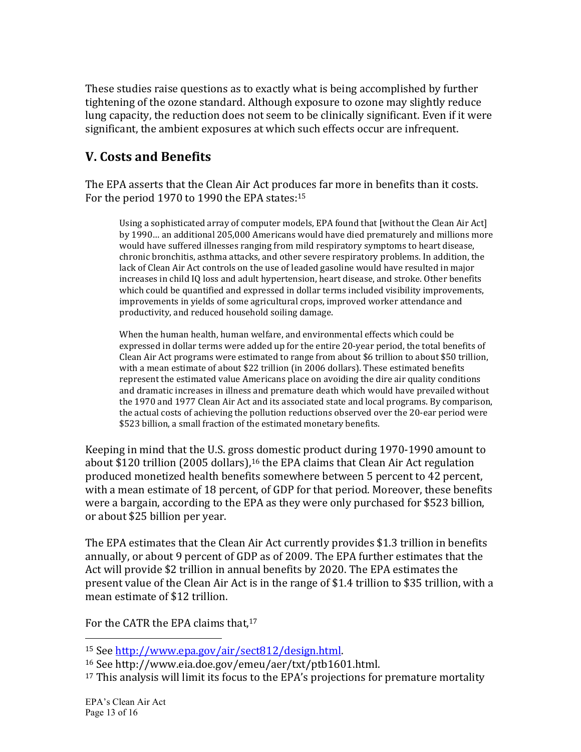These studies raise questions as to exactly what is being accomplished by further tightening of the ozone standard. Although exposure to ozone may slightly reduce lung capacity, the reduction does not seem to be clinically significant. Even if it were significant, the ambient exposures at which such effects occur are infrequent.

## V. Costs and Benefits

The EPA asserts that the Clean Air Act produces far more in benefits than it costs. For the period 1970 to 1990 the EPA states:[15]

> Using a sophisticated array of computer models, EPA found that [without the Clean Air Act] by 1990… an additional 205,000 Americans would have died prematurely and millions more would have suffered illnesses ranging from mild respiratory symptoms to heart disease, chronic bronchitis, asthma attacks, and other severe respiratory problems. In addition, the lack of Clean Air Act controls on the use of leaded gasoline would have resulted in major increases in child IQ loss and adult hypertension, heart disease, and stroke. Other benefits which could be quantified and expressed in dollar terms included visibility improvements, improvements in yields of some agricultural crops, improved worker attendance and productivity, and reduced household soiling damage.
>
> When the human health, human welfare, and environmental effects which could be expressed in dollar terms were added up for the entire 20-year period, the total benefits of Clean Air Act programs were estimated to range from about $6 trillion to about $50 trillion, with a mean estimate of about $22 trillion (in 2006 dollars). These estimated benefits represent the estimated value Americans place on avoiding the dire air quality conditions and dramatic increases in illness and premature death which would have prevailed without the 1970 and 1977 Clean Air Act and its associated state and local programs. By comparison, the actual costs of achieving the pollution reductions observed over the 20-ear period were $523 billion, a small fraction of the estimated monetary benefits.

Keeping in mind that the U.S. gross domestic product during 1970-1990 amount to about $120 trillion (2005 dollars),[16] the EPA claims that Clean Air Act regulation produced monetized health benefits somewhere between 5 percent to 42 percent, with a mean estimate of 18 percent, of GDP for that period. Moreover, these benefits were a bargain, according to the EPA as they were only purchased for $523 billion, or about $25 billion per year.

The EPA estimates that the Clean Air Act currently provides $1.3 trillion in benefits annually, or about 9 percent of GDP as of 2009. The EPA further estimates that the Act will provide $2 trillion in annual benefits by 2020. The EPA estimates the present value of the Clean Air Act is in the range of $1.4 trillion to $35 trillion, with a mean estimate of $12 trillion.

For the CATR the EPA claims that,[17]

---

[15] See http://www.epa.gov/air/sect812/design.html.

[16] See http://www.eia.doe.gov/emeu/aer/txt/ptb1601.html.

[17] This analysis will limit its focus to the EPA's projections for premature mortality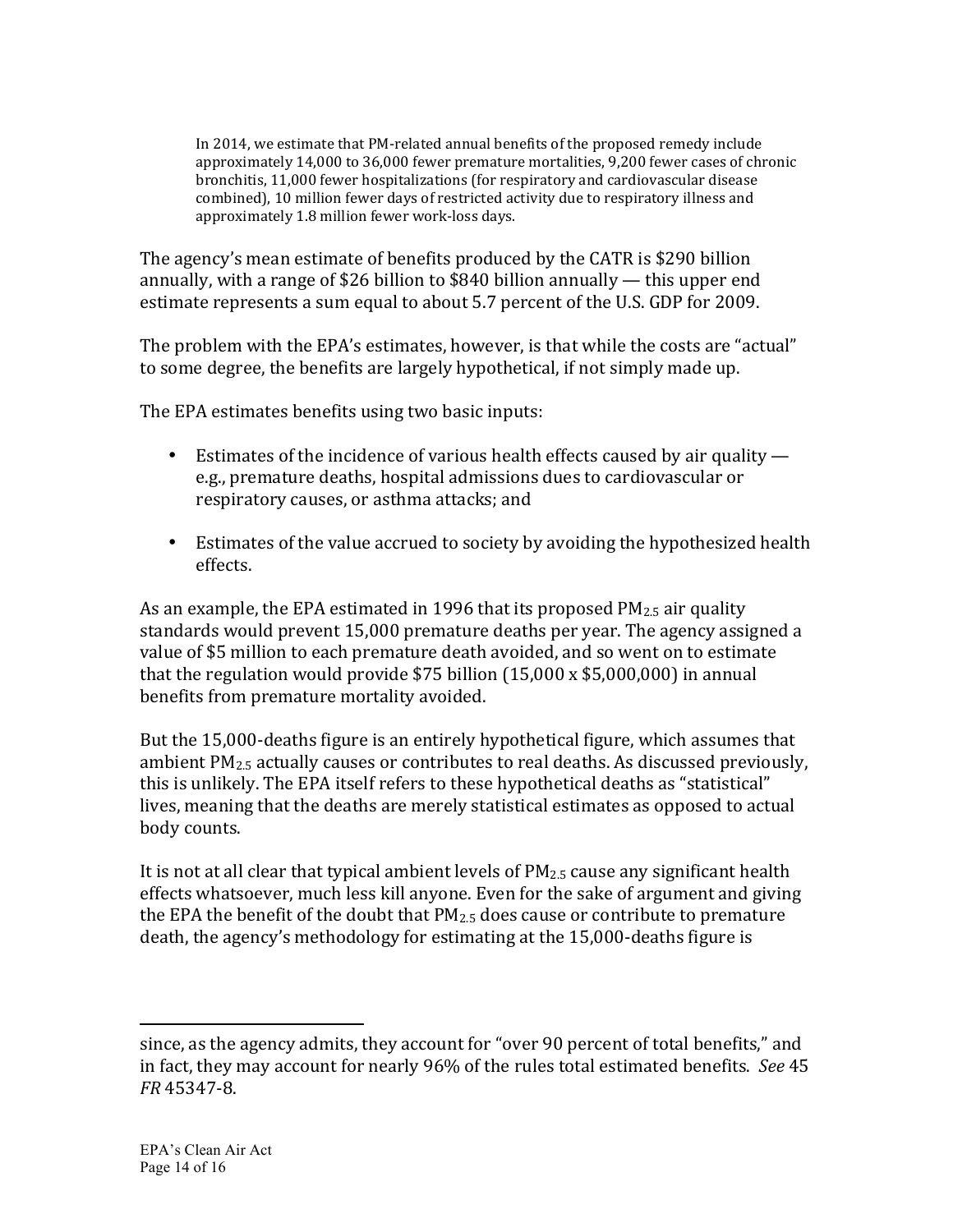> In 2014, we estimate that PM-related annual benefits of the proposed remedy include approximately 14,000 to 36,000 fewer premature mortalities, 9,200 fewer cases of chronic bronchitis, 11,000 fewer hospitalizations (for respiratory and cardiovascular disease combined), 10 million fewer days of restricted activity due to respiratory illness and approximately 1.8 million fewer work-loss days.

The agency's mean estimate of benefits produced by the CATR is $290 billion annually, with a range of $26 billion to $840 billion annually — this upper end estimate represents a sum equal to about 5.7 percent of the U.S. GDP for 2009.

The problem with the EPA's estimates, however, is that while the costs are "actual" to some degree, the benefits are largely hypothetical, if not simply made up.

The EPA estimates benefits using two basic inputs:

- Estimates of the incidence of various health effects caused by air quality — e.g., premature deaths, hospital admissions dues to cardiovascular or respiratory causes, or asthma attacks; and

- Estimates of the value accrued to society by avoiding the hypothesized health effects.

As an example, the EPA estimated in 1996 that its proposed $PM_{2.5}$ air quality standards would prevent 15,000 premature deaths per year. The agency assigned a value of $5 million to each premature death avoided, and so went on to estimate that the regulation would provide $75 billion (15,000 x $5,000,000) in annual benefits from premature mortality avoided.

But the 15,000-deaths figure is an entirely hypothetical figure, which assumes that ambient $PM_{2.5}$ actually causes or contributes to real deaths. As discussed previously, this is unlikely. The EPA itself refers to these hypothetical deaths as "statistical" lives, meaning that the deaths are merely statistical estimates as opposed to actual body counts.

It is not at all clear that typical ambient levels of $PM_{2.5}$ cause any significant health effects whatsoever, much less kill anyone. Even for the sake of argument and giving the EPA the benefit of the doubt that $PM_{2.5}$ does cause or contribute to premature death, the agency's methodology for estimating at the 15,000-deaths figure is

---

since, as the agency admits, they account for "over 90 percent of total benefits," and in fact, they may account for nearly 96% of the rules total estimated benefits. *See* 45 *FR* 45347-8.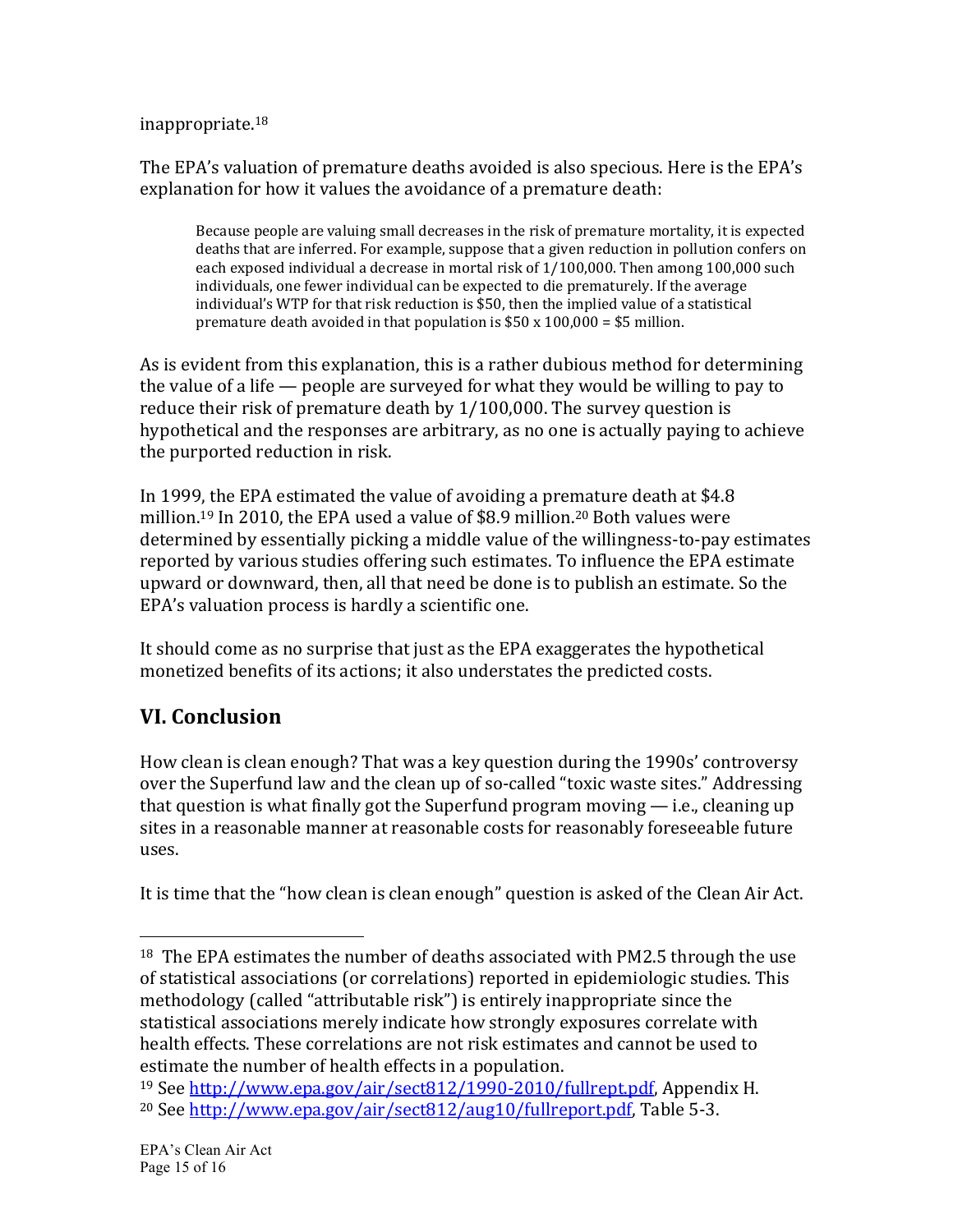inappropriate.[18]

The EPA's valuation of premature deaths avoided is also specious. Here is the EPA's explanation for how it values the avoidance of a premature death:

> Because people are valuing small decreases in the risk of premature mortality, it is expected deaths that are inferred. For example, suppose that a given reduction in pollution confers on each exposed individual a decrease in mortal risk of 1/100,000. Then among 100,000 such individuals, one fewer individual can be expected to die prematurely. If the average individual's WTP for that risk reduction is $50, then the implied value of a statistical premature death avoided in that population is $50 x 100,000 = $5 million.

As is evident from this explanation, this is a rather dubious method for determining the value of a life — people are surveyed for what they would be willing to pay to reduce their risk of premature death by 1/100,000. The survey question is hypothetical and the responses are arbitrary, as no one is actually paying to achieve the purported reduction in risk.

In 1999, the EPA estimated the value of avoiding a premature death at $4.8 million.[19] In 2010, the EPA used a value of $8.9 million.[20] Both values were determined by essentially picking a middle value of the willingness-to-pay estimates reported by various studies offering such estimates. To influence the EPA estimate upward or downward, then, all that need be done is to publish an estimate. So the EPA's valuation process is hardly a scientific one.

It should come as no surprise that just as the EPA exaggerates the hypothetical monetized benefits of its actions; it also understates the predicted costs.

## VI. Conclusion

How clean is clean enough? That was a key question during the 1990s' controversy over the Superfund law and the clean up of so-called "toxic waste sites." Addressing that question is what finally got the Superfund program moving — i.e., cleaning up sites in a reasonable manner at reasonable costs for reasonably foreseeable future uses.

It is time that the "how clean is clean enough" question is asked of the Clean Air Act.

---

[18] The EPA estimates the number of deaths associated with PM2.5 through the use of statistical associations (or correlations) reported in epidemiologic studies. This methodology (called "attributable risk") is entirely inappropriate since the statistical associations merely indicate how strongly exposures correlate with health effects. These correlations are not risk estimates and cannot be used to estimate the number of health effects in a population.

[19] See http://www.epa.gov/air/sect812/1990-2010/fullrept.pdf, Appendix H.

[20] See http://www.epa.gov/air/sect812/aug10/fullreport.pdf, Table 5-3.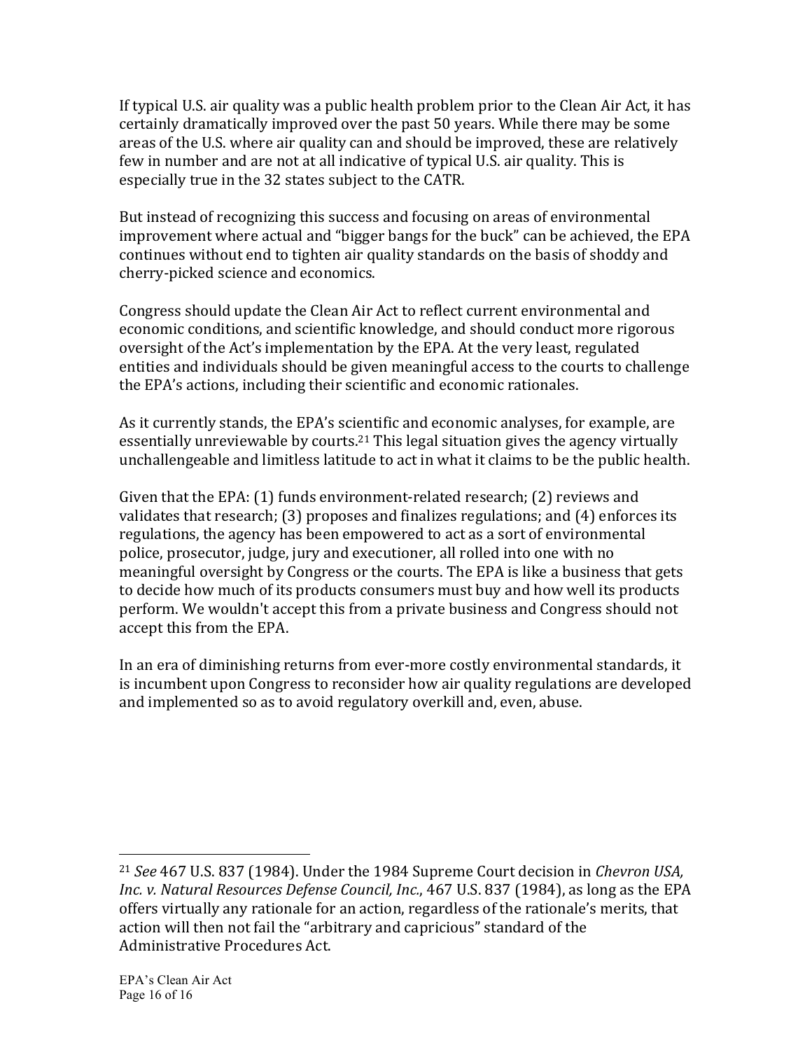If typical U.S. air quality was a public health problem prior to the Clean Air Act, it has certainly dramatically improved over the past 50 years. While there may be some areas of the U.S. where air quality can and should be improved, these are relatively few in number and are not at all indicative of typical U.S. air quality. This is especially true in the 32 states subject to the CATR.

But instead of recognizing this success and focusing on areas of environmental improvement where actual and "bigger bangs for the buck" can be achieved, the EPA continues without end to tighten air quality standards on the basis of shoddy and cherry-picked science and economics.

Congress should update the Clean Air Act to reflect current environmental and economic conditions, and scientific knowledge, and should conduct more rigorous oversight of the Act's implementation by the EPA. At the very least, regulated entities and individuals should be given meaningful access to the courts to challenge the EPA's actions, including their scientific and economic rationales.

As it currently stands, the EPA's scientific and economic analyses, for example, are essentially unreviewable by courts.[21] This legal situation gives the agency virtually unchallengeable and limitless latitude to act in what it claims to be the public health.

Given that the EPA: (1) funds environment-related research; (2) reviews and validates that research; (3) proposes and finalizes regulations; and (4) enforces its regulations, the agency has been empowered to act as a sort of environmental police, prosecutor, judge, jury and executioner, all rolled into one with no meaningful oversight by Congress or the courts. The EPA is like a business that gets to decide how much of its products consumers must buy and how well its products perform. We wouldn't accept this from a private business and Congress should not accept this from the EPA.

In an era of diminishing returns from ever-more costly environmental standards, it is incumbent upon Congress to reconsider how air quality regulations are developed and implemented so as to avoid regulatory overkill and, even, abuse.

---

[21] *See* 467 U.S. 837 (1984). Under the 1984 Supreme Court decision in *Chevron USA, Inc. v. Natural Resources Defense Council, Inc.*, 467 U.S. 837 (1984), as long as the EPA offers virtually any rationale for an action, regardless of the rationale's merits, that action will then not fail the "arbitrary and capricious" standard of the Administrative Procedures Act.